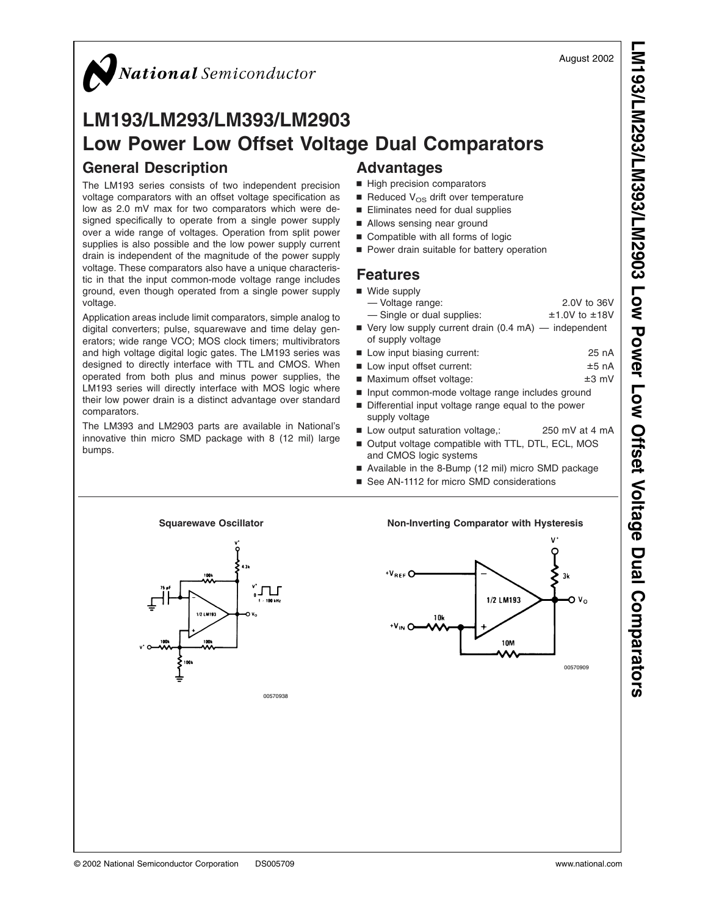August 2002

# LM193/LM293/LM393/LM2903 Low Power Low Offset Voltage Dual Comparators

## General Description

The LM193 series consists of two independent precision voltage comparators with an offset voltage specification as low as 2.0 mV max for two comparators which were designed specifically to operate from a single power supply over a wide range of voltages. Operation from split power supplies is also possible and the low power supply current drain is independent of the magnitude of the power supply voltage. These comparators also have a unique characteristic in that the input common-mode voltage range includes ground, even though operated from a single power supply voltage.

Application areas include limit comparators, simple analog to digital converters; pulse, squarewave and time delay generators; wide range VCO; MOS clock timers; multivibrators and high voltage digital logic gates. The LM193 series was designed to directly interface with TTL and CMOS. When operated from both plus and minus power supplies, the LM193 series will directly interface with MOS logic where their low power drain is a distinct advantage over standard comparators.

The LM393 and LM2903 parts are available in National's innovative thin micro SMD package with 8 (12 mil) large bumps.

## Advantages

- High precision comparators
- Reduced $V_{OS}$ drift over temperature
- Eliminates need for dual supplies
- Allows sensing near ground
- Compatible with all forms of logic
- Power drain suitable for battery operation

## Features

- Wide supply
  - — Voltage range: 2.0V to 36V
  - — Single or dual supplies: ±1.0V to ±18V
- Very low supply current drain (0.4 mA) — independent of supply voltage
- Low input biasing current: 25 nA
- Low input offset current: ±5 nA
- Maximum offset voltage: ±3 mV
- Input common-mode voltage range includes ground
- Differential input voltage range equal to the power supply voltage
- Low output saturation voltage,: 250 mV at 4 mA
- Output voltage compatible with TTL, DTL, ECL, MOS and CMOS logic systems
- Available in the 8-Bump (12 mil) micro SMD package
- See AN-1112 for micro SMD considerations

**Squarewave Oscillator**

00570938

**Non-Inverting Comparator with Hysteresis**

00570909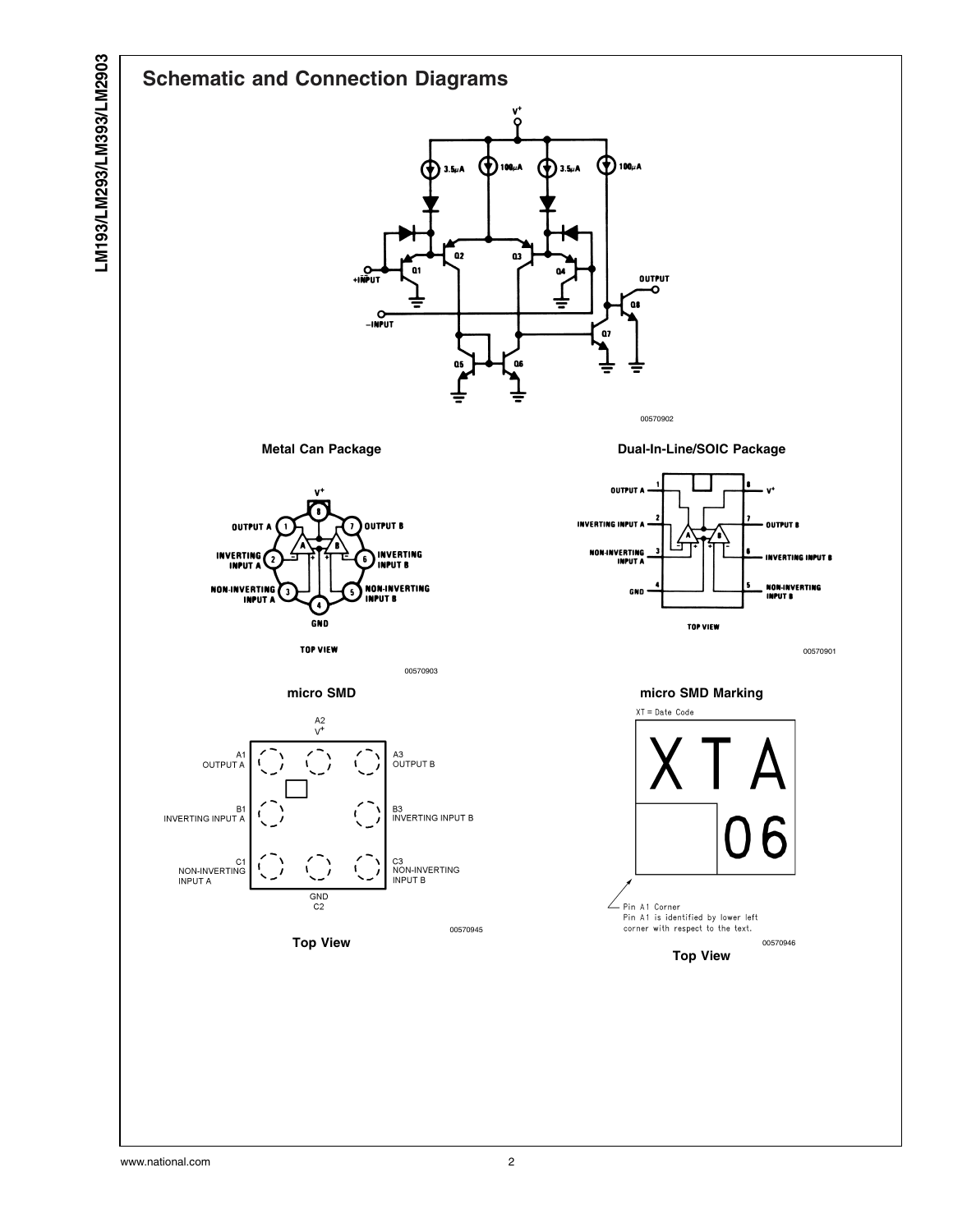## Schematic and Connection Diagrams

00570902

**Metal Can Package**

TOP VIEW

00570903

**Dual-In-Line/SOIC Package**

TOP VIEW

00570901

**micro SMD**

**Top View**

00570945

**micro SMD Marking**

XT = Date Code

Pin A1 Corner
Pin A1 is identified by lower left corner with respect to the text.

00570946

**Top View**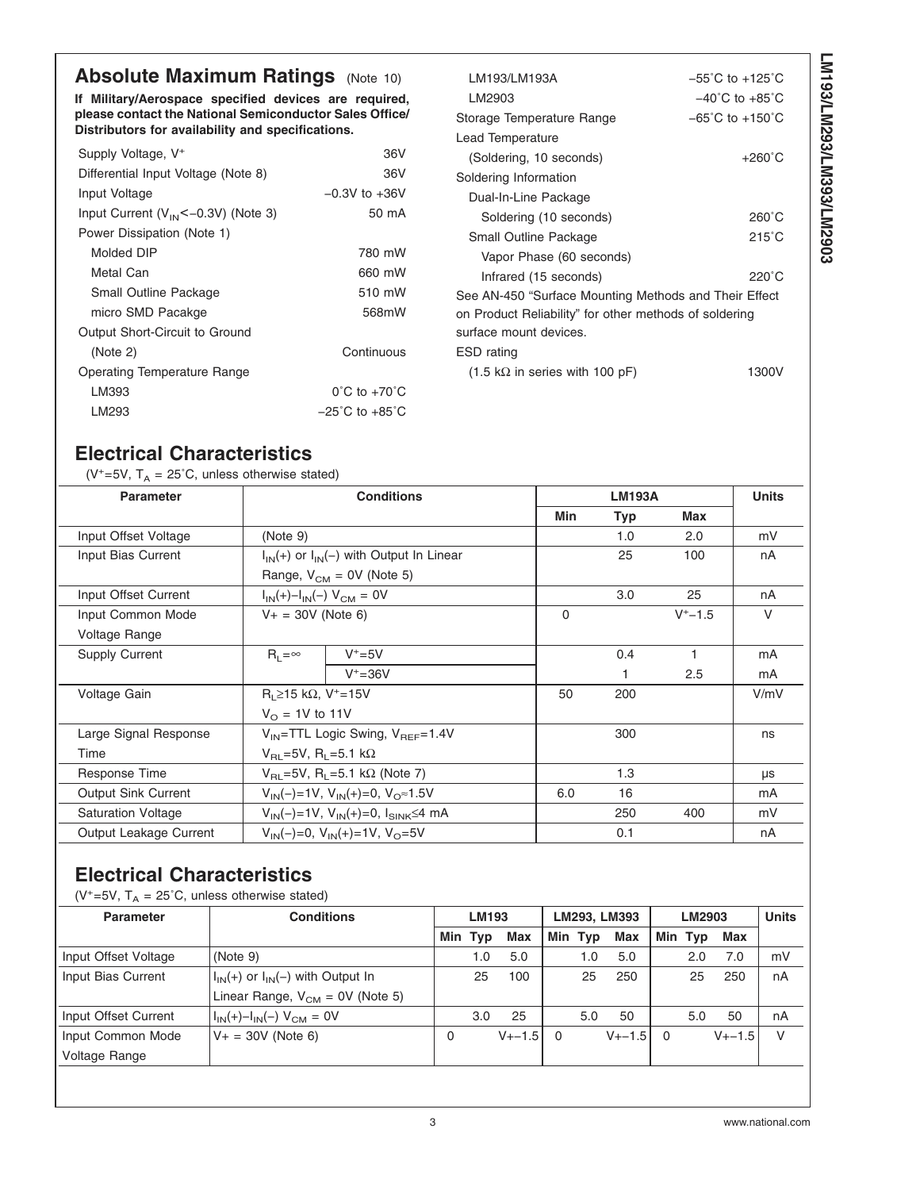## Absolute Maximum Ratings (Note 10)

**If Military/Aerospace specified devices are required, please contact the National Semiconductor Sales Office/ Distributors for availability and specifications.**

| | |
|---|---|
| Supply Voltage, $V^+$ | 36V |
| Differential Input Voltage (Note 8) | 36V |
| Input Voltage | −0.3V to +36V |
| Input Current ($V_{IN}$<−0.3V) (Note 3) | 50 mA |
| Power Dissipation (Note 1) | |
| Molded DIP | 780 mW |
| Metal Can | 660 mW |
| Small Outline Package | 510 mW |
| micro SMD Pacakge | 568mW |
| Output Short-Circuit to Ground (Note 2) | Continuous |
| Operating Temperature Range | |
| LM393 | 0˚C to +70˚C |
| LM293 | −25˚C to +85˚C |
| LM193/LM193A | −55˚C to +125˚C |
| LM2903 | −40˚C to +85˚C |
| Storage Temperature Range | −65˚C to +150˚C |
| Lead Temperature (Soldering, 10 seconds) | +260˚C |
| Soldering Information | |
| Dual-In-Line Package | |
| Soldering (10 seconds) | 260˚C |
| Small Outline Package | 215˚C |
| Vapor Phase (60 seconds) | |
| Infrared (15 seconds) | 220˚C |

See AN-450 "Surface Mounting Methods and Their Effect on Product Reliability" for other methods of soldering surface mount devices.

| | |
|---|---|
| ESD rating (1.5 kΩ in series with 100 pF) | 1300V |

## Electrical Characteristics

($V^+$=5V, $T_A$ = 25˚C, unless otherwise stated)

| Parameter | Conditions | | LM193A | | | Units |
|---|---|---|---|---|---|---|
| | | | Min | Typ | Max | |
| Input Offset Voltage | (Note 9) | | | 1.0 | 2.0 | mV |
| Input Bias Current | $I_{IN}(+)$ or $I_{IN}(-)$ with Output In Linear Range, $V_{CM}$ = 0V (Note 5) | | | 25 | 100 | nA |
| Input Offset Current | $I_{IN}(+)-I_{IN}(-)$ $V_{CM}$ = 0V | | | 3.0 | 25 | nA |
| Input Common Mode Voltage Range | V+ = 30V (Note 6) | | 0 | | $V^+$−1.5 | V |
| Supply Current | $R_L$=∞ | $V^+$=5V | | 0.4 | 1 | mA |
| | | $V^+$=36V | | 1 | 2.5 | mA |
| Voltage Gain | $R_L$≥15 kΩ, $V^+$=15V $V_O$ = 1V to 11V | | 50 | 200 | | V/mV |
| Large Signal Response Time | $V_{IN}$=TTL Logic Swing, $V_{REF}$=1.4V $V_{RL}$=5V, $R_L$=5.1 kΩ | | | 300 | | ns |
| Response Time | $V_{RL}$=5V, $R_L$=5.1 kΩ (Note 7) | | | 1.3 | | μs |
| Output Sink Current | $V_{IN}(-)$=1V, $V_{IN}(+)$=0, $V_O$≈1.5V | | 6.0 | 16 | | mA |
| Saturation Voltage | $V_{IN}(-)$=1V, $V_{IN}(+)$=0, $I_{SINK}$≤4 mA | | | 250 | 400 | mV |
| Output Leakage Current | $V_{IN}(-)$=0, $V_{IN}(+)$=1V, $V_O$=5V | | | 0.1 | | nA |

## Electrical Characteristics

($V^+$=5V, $T_A$ = 25˚C, unless otherwise stated)

| Parameter | Conditions | LM193 | | | LM293, LM393 | | | LM2903 | | | Units |
|---|---|---|---|---|---|---|---|---|---|---|---|
| | | Min | Typ | Max | Min | Typ | Max | Min | Typ | Max | |
| Input Offset Voltage | (Note 9) | | 1.0 | 5.0 | | 1.0 | 5.0 | | 2.0 | 7.0 | mV |
| Input Bias Current | $I_{IN}(+)$ or $I_{IN}(-)$ with Output In Linear Range, $V_{CM}$ = 0V (Note 5) | | 25 | 100 | | 25 | 250 | | 25 | 250 | nA |
| Input Offset Current | $I_{IN}(+)-I_{IN}(-)$ $V_{CM}$ = 0V | | 3.0 | 25 | | 5.0 | 50 | | 5.0 | 50 | nA |
| Input Common Mode Voltage Range | V+ = 30V (Note 6) | 0 | | V+−1.5 | 0 | | V+−1.5 | 0 | | V+−1.5 | V |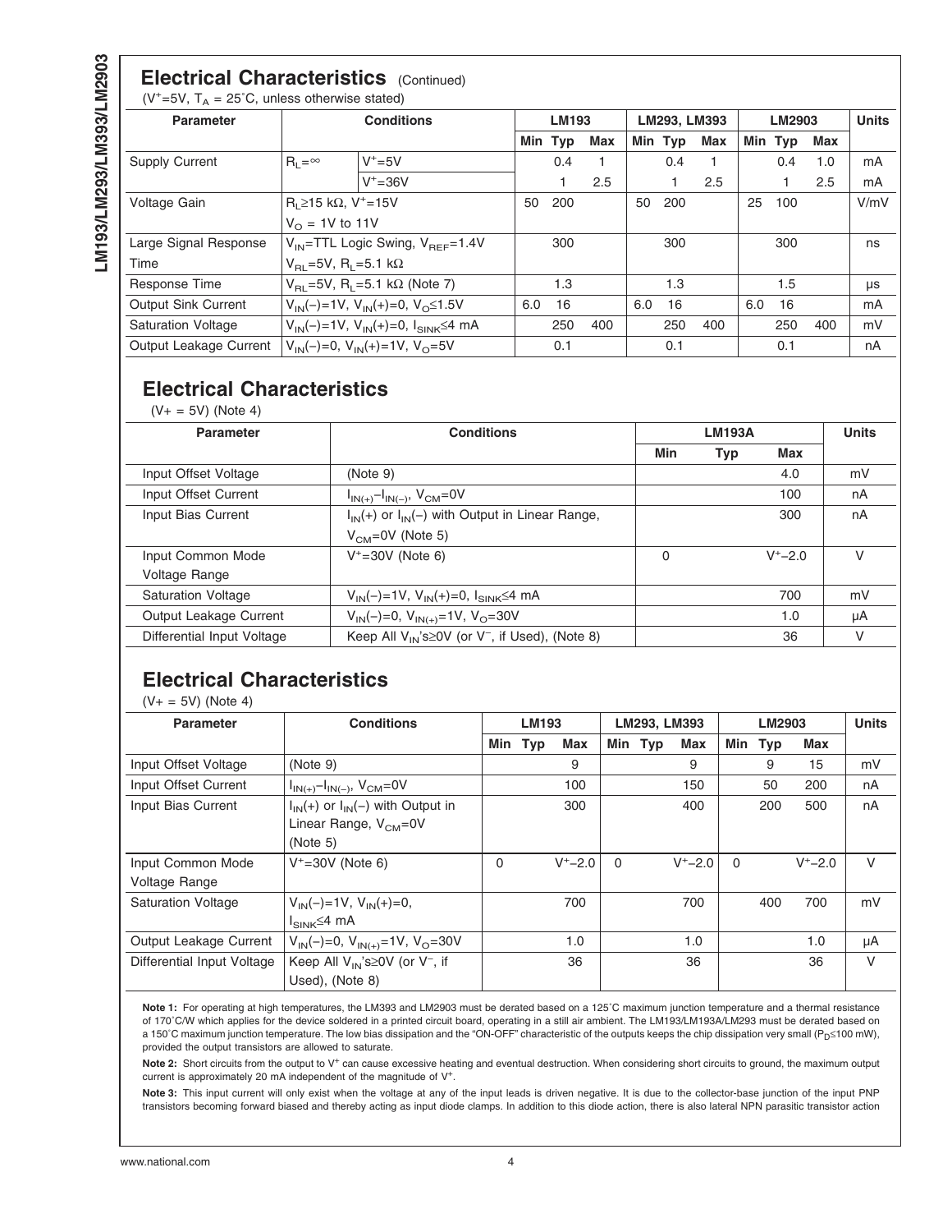## Electrical Characteristics (Continued)

($V^+$=5V, $T_A$ = 25˚C, unless otherwise stated)

| Parameter | Conditions | | LM193 | | | LM293, LM393 | | | LM2903 | | | Units |
|---|---|---|---|---|---|---|---|---|---|---|---|---|
| | | | Min | Typ | Max | Min | Typ | Max | Min | Typ | Max | |
| Supply Current | $R_L$=∞ | $V^+$=5V | | 0.4 | 1 | | 0.4 | 1 | | 0.4 | 1.0 | mA |
| | | $V^+$=36V | | 1 | 2.5 | | 1 | 2.5 | | 1 | 2.5 | mA |
| Voltage Gain | $R_L$≥15 kΩ, $V^+$=15V $V_O$ = 1V to 11V | | 50 | 200 | | 50 | 200 | | 25 | 100 | | V/mV |
| Large Signal Response Time | $V_{IN}$=TTL Logic Swing, $V_{REF}$=1.4V $V_{RL}$=5V, $R_L$=5.1 kΩ | | | 300 | | | 300 | | | 300 | | ns |
| Response Time | $V_{RL}$=5V, $R_L$=5.1 kΩ (Note 7) | | | 1.3 | | | 1.3 | | | 1.5 | | µs |
| Output Sink Current | $V_{IN}$(−)=1V, $V_{IN}$(+)=0, $V_O$≤1.5V | | 6.0 | 16 | | 6.0 | 16 | | 6.0 | 16 | | mA |
| Saturation Voltage | $V_{IN}$(−)=1V, $V_{IN}$(+)=0, $I_{SINK}$≤4 mA | | | 250 | 400 | | 250 | 400 | | 250 | 400 | mV |
| Output Leakage Current | $V_{IN}$(−)=0, $V_{IN}$(+)=1V, $V_O$=5V | | | 0.1 | | | 0.1 | | | 0.1 | | nA |

## Electrical Characteristics

(V+ = 5V) (Note 4)

| Parameter | Conditions | LM193A | | | Units |
|---|---|---|---|---|---|
| | | Min | Typ | Max | |
| Input Offset Voltage | (Note 9) | | | 4.0 | mV |
| Input Offset Current | $I_{IN(+)}-I_{IN(-)}$, $V_{CM}$=0V | | | 100 | nA |
| Input Bias Current | $I_{IN}$(+) or $I_{IN}$(−) with Output in Linear Range, $V_{CM}$=0V (Note 5) | | | 300 | nA |
| Input Common Mode Voltage Range | $V^+$=30V (Note 6) | 0 | | $V^+$−2.0 | V |
| Saturation Voltage | $V_{IN}$(−)=1V, $V_{IN}$(+)=0, $I_{SINK}$≤4 mA | | | 700 | mV |
| Output Leakage Current | $V_{IN}$(−)=0, $V_{IN(+)}$=1V, $V_O$=30V | | | 1.0 | µA |
| Differential Input Voltage | Keep All $V_{IN}$'s≥0V (or $V^-$, if Used), (Note 8) | | | 36 | V |

## Electrical Characteristics

(V+ = 5V) (Note 4)

| Parameter | Conditions | LM193 | | | LM293, LM393 | | | LM2903 | | | Units |
|---|---|---|---|---|---|---|---|---|---|---|---|
| | | Min | Typ | Max | Min | Typ | Max | Min | Typ | Max | |
| Input Offset Voltage | (Note 9) | | | 9 | | | 9 | | 9 | 15 | mV |
| Input Offset Current | $I_{IN(+)}-I_{IN(-)}$, $V_{CM}$=0V | | | 100 | | | 150 | | 50 | 200 | nA |
| Input Bias Current | $I_{IN}$(+) or $I_{IN}$(−) with Output in Linear Range, $V_{CM}$=0V (Note 5) | | | 300 | | | 400 | | 200 | 500 | nA |
| Input Common Mode Voltage Range | $V^+$=30V (Note 6) | 0 | | $V^+$−2.0 | 0 | | $V^+$−2.0 | 0 | | $V^+$−2.0 | V |
| Saturation Voltage | $V_{IN}$(−)=1V, $V_{IN}$(+)=0, $I_{SINK}$≤4 mA | | | 700 | | | 700 | | 400 | 700 | mV |
| Output Leakage Current | $V_{IN}$(−)=0, $V_{IN(+)}$=1V, $V_O$=30V | | | 1.0 | | | 1.0 | | | 1.0 | µA |
| Differential Input Voltage | Keep All $V_{IN}$'s≥0V (or $V^-$, if Used), (Note 8) | | | 36 | | | 36 | | | 36 | V |

**Note 1:** For operating at high temperatures, the LM393 and LM2903 must be derated based on a 125˚C maximum junction temperature and a thermal resistance of 170˚C/W which applies for the device soldered in a printed circuit board, operating in a still air ambient. The LM193/LM193A/LM293 must be derated based on a 150˚C maximum junction temperature. The low bias dissipation and the "ON-OFF" characteristic of the outputs keeps the chip dissipation very small ($P_D$≤100 mW), provided the output transistors are allowed to saturate.

**Note 2:** Short circuits from the output to $V^+$ can cause excessive heating and eventual destruction. When considering short circuits to ground, the maximum output current is approximately 20 mA independent of the magnitude of $V^+$.

**Note 3:** This input current will only exist when the voltage at any of the input leads is driven negative. It is due to the collector-base junction of the input PNP transistors becoming forward biased and thereby acting as input diode clamps. In addition to this diode action, there is also lateral NPN parasitic transistor action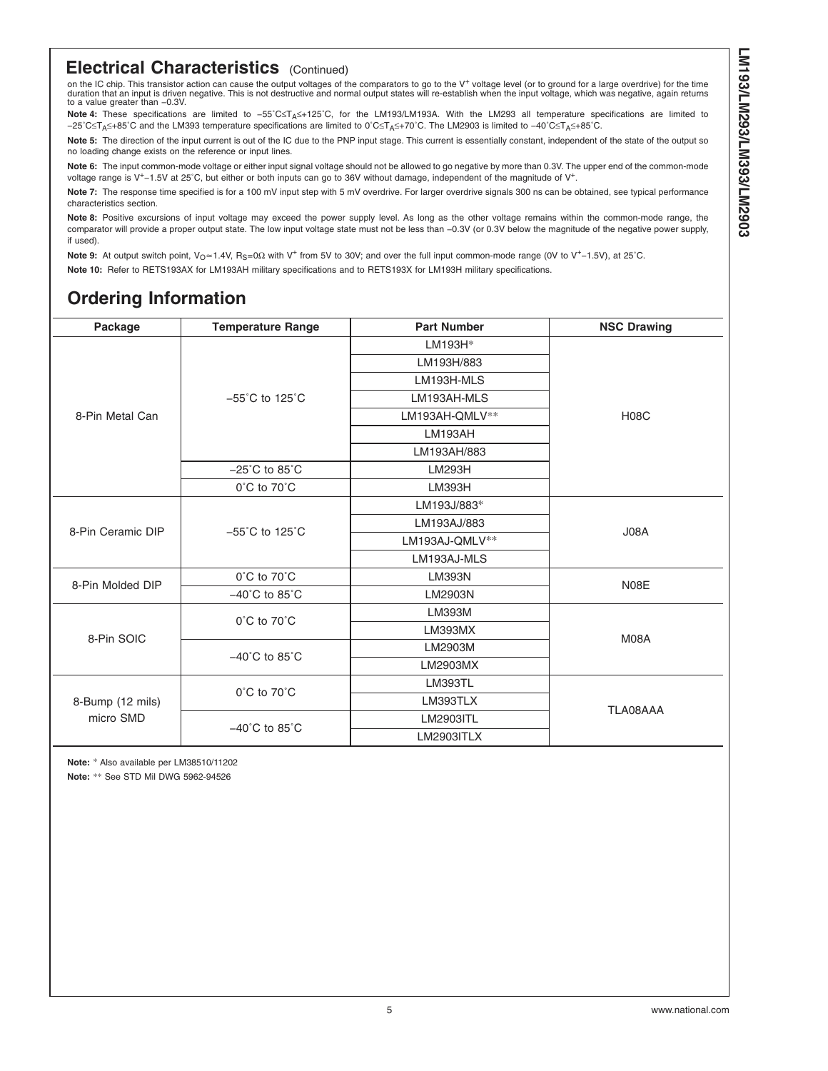## Electrical Characteristics (Continued)

on the IC chip. This transistor action can cause the output voltages of the comparators to go to the $V^+$ voltage level (or to ground for a large overdrive) for the time duration that an input is driven negative. This is not destructive and normal output states will re-establish when the input voltage, which was negative, again returns to a value greater than −0.3V.

**Note 4:** These specifications are limited to $-55^\circ C \leq T_A \leq +125^\circ C$, for the LM193/LM193A. With the LM293 all temperature specifications are limited to $-25^\circ C \leq T_A \leq +85^\circ C$ and the LM393 temperature specifications are limited to $0^\circ C \leq T_A \leq +70^\circ C$. The LM2903 is limited to $-40^\circ C \leq T_A \leq +85^\circ C$.

**Note 5:** The direction of the input current is out of the IC due to the PNP input stage. This current is essentially constant, independent of the state of the output so no loading change exists on the reference or input lines.

**Note 6:** The input common-mode voltage or either input signal voltage should not be allowed to go negative by more than 0.3V. The upper end of the common-mode voltage range is $V^+$−1.5V at 25˚C, but either or both inputs can go to 36V without damage, independent of the magnitude of $V^+$.

**Note 7:** The response time specified is for a 100 mV input step with 5 mV overdrive. For larger overdrive signals 300 ns can be obtained, see typical performance characteristics section.

**Note 8:** Positive excursions of input voltage may exceed the power supply level. As long as the other voltage remains within the common-mode range, the comparator will provide a proper output state. The low input voltage state must not be less than −0.3V (or 0.3V below the magnitude of the negative power supply, if used).

**Note 9:** At output switch point, $V_O$=1.4V, $R_S$=0Ω with $V^+$ from 5V to 30V; and over the full input common-mode range (0V to $V^+$−1.5V), at 25˚C.

**Note 10:** Refer to RETS193AX for LM193AH military specifications and to RETS193X for LM193H military specifications.

## Ordering Information

| Package | Temperature Range | Part Number | NSC Drawing |
|---|---|---|---|
| 8-Pin Metal Can | −55˚C to 125˚C | LM193H* | H08C |
| | | LM193H/883 | |
| | | LM193H-MLS | |
| | | LM193AH-MLS | |
| | | LM193AH-QMLV** | |
| | | LM193AH | |
| | | LM193AH/883 | |
| | −25˚C to 85˚C | LM293H | |
| | 0˚C to 70˚C | LM393H | |
| 8-Pin Ceramic DIP | −55˚C to 125˚C | LM193J/883* | J08A |
| | | LM193AJ/883 | |
| | | LM193AJ-QMLV** | |
| | | LM193AJ-MLS | |
| 8-Pin Molded DIP | 0˚C to 70˚C | LM393N | N08E |
| | −40˚C to 85˚C | LM2903N | |
| 8-Pin SOIC | 0˚C to 70˚C | LM393M | M08A |
| | | LM393MX | |
| | −40˚C to 85˚C | LM2903M | |
| | | LM2903MX | |
| 8-Bump (12 mils) micro SMD | 0˚C to 70˚C | LM393TL | TLA08AAA |
| | | LM393TLX | |
| | −40˚C to 85˚C | LM2903ITL | |
| | | LM2903ITLX | |

**Note:** * Also available per LM38510/11202

**Note:** ** See STD Mil DWG 5962-94526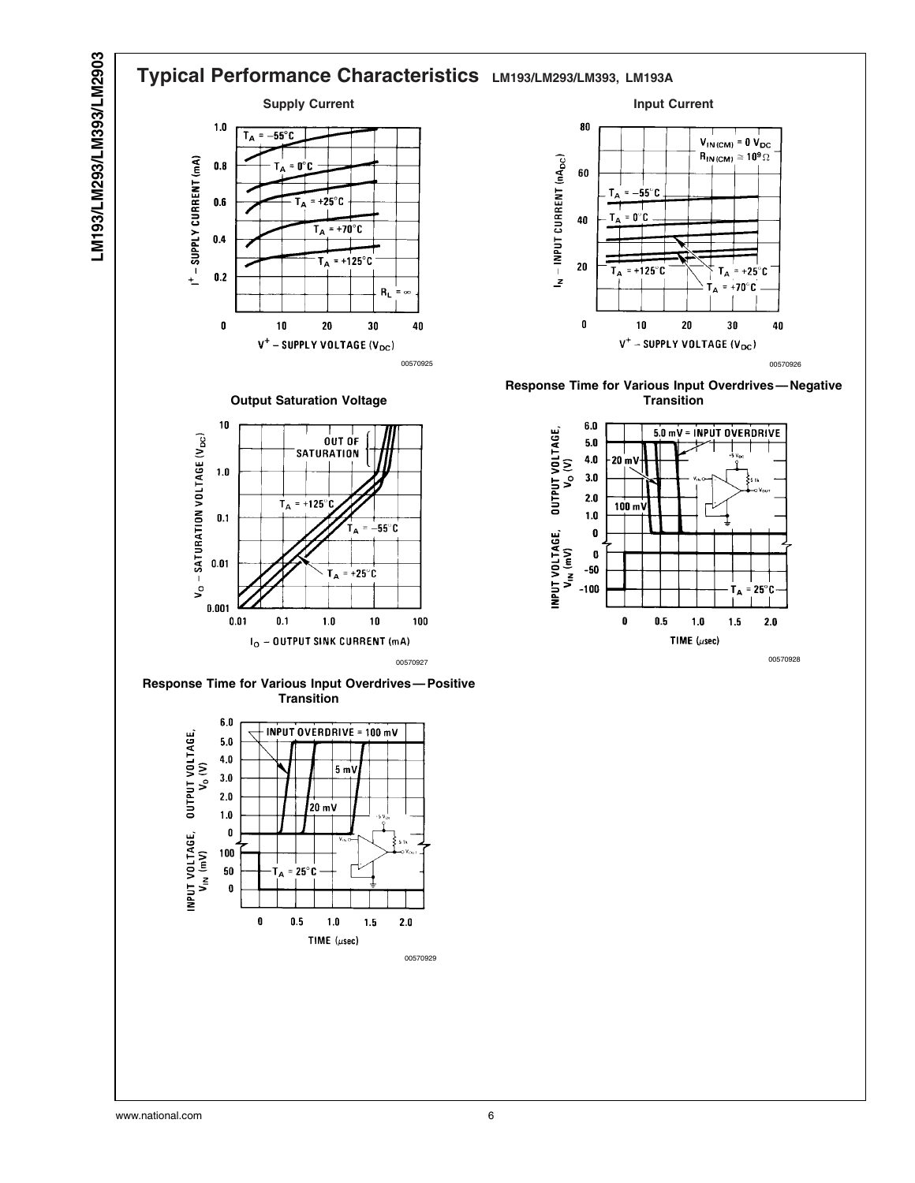## Typical Performance Characteristics LM193/LM293/LM393, LM193A

**Supply Current**

00570925

**Input Current**

00570926

**Output Saturation Voltage**

00570927

**Response Time for Various Input Overdrives—Negative Transition**

00570928

**Response Time for Various Input Overdrives—Positive Transition**

00570929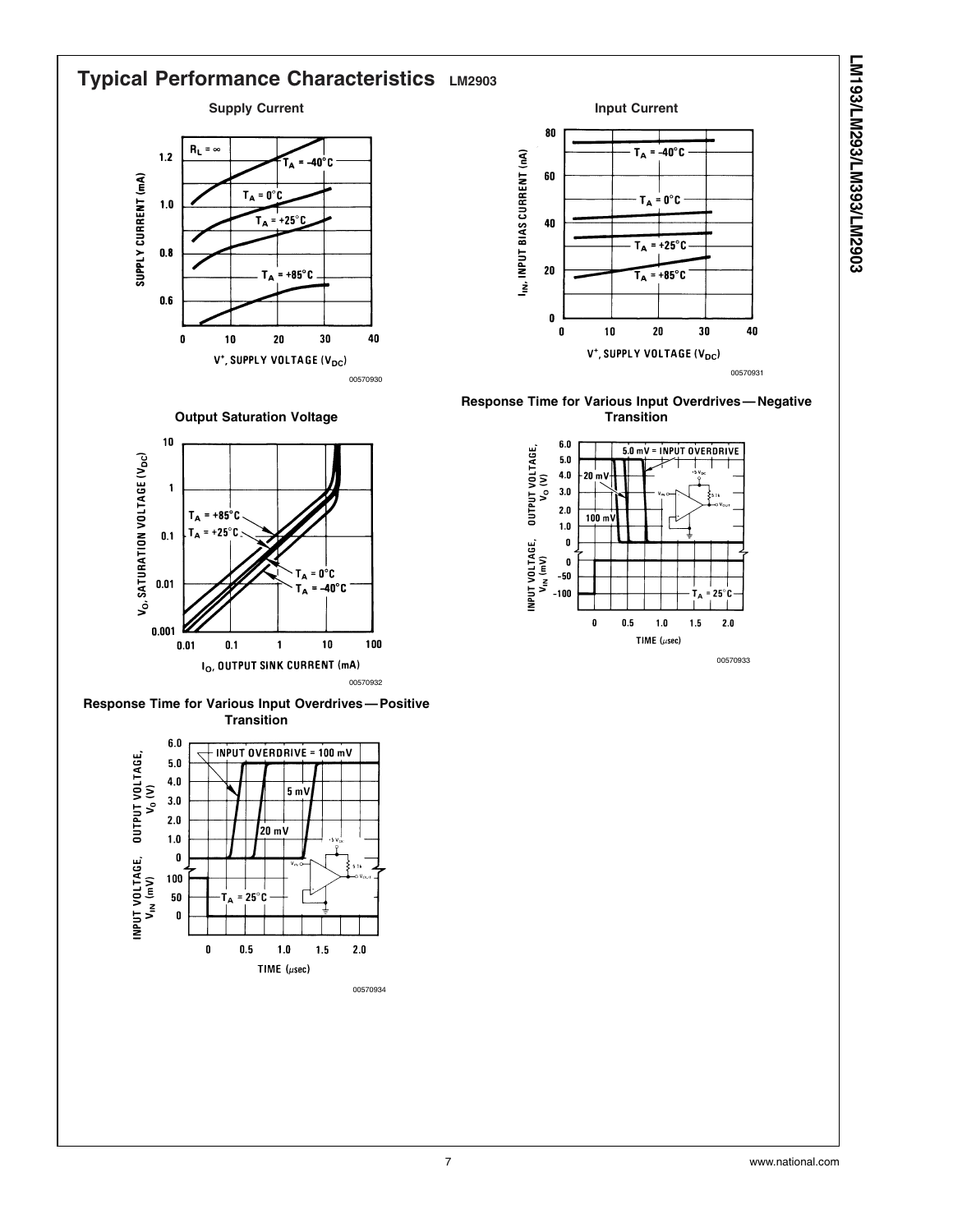## Typical Performance Characteristics LM2903

**Supply Current**

$R_L = \infty$

$T_A = -40°C$

$T_A = 0°C$

$T_A = +25°C$

$T_A = +85°C$

SUPPLY CURRENT (mA)

$V^+$, SUPPLY VOLTAGE ($V_{DC}$)

00570930

**Input Current**

$T_A = -40°C$

$T_A = 0°C$

$T_A = +25°C$

$T_A = +85°C$

$I_{IN}$, INPUT BIAS CURRENT (nA)

$V^+$, SUPPLY VOLTAGE ($V_{DC}$)

00570931

**Output Saturation Voltage**

$T_A = +85°C$

$T_A = +25°C$

$T_A = 0°C$

$T_A = -40°C$

$V_O$, SATURATION VOLTAGE ($V_{DC}$)

$I_O$, OUTPUT SINK CURRENT (mA)

00570932

**Response Time for Various Input Overdrives — Negative Transition**

5.0 mV = INPUT OVERDRIVE

20 mV

100 mV

$T_A = 25°C$

OUTPUT VOLTAGE, $V_O$ (V)

INPUT VOLTAGE, $V_{IN}$ (mV)

TIME (µsec)

00570933

**Response Time for Various Input Overdrives — Positive Transition**

INPUT OVERDRIVE = 100 mV

5 mV

20 mV

$T_A = 25°C$

OUTPUT VOLTAGE, $V_O$ (V)

INPUT VOLTAGE, $V_{IN}$ (mV)

TIME (µsec)

00570934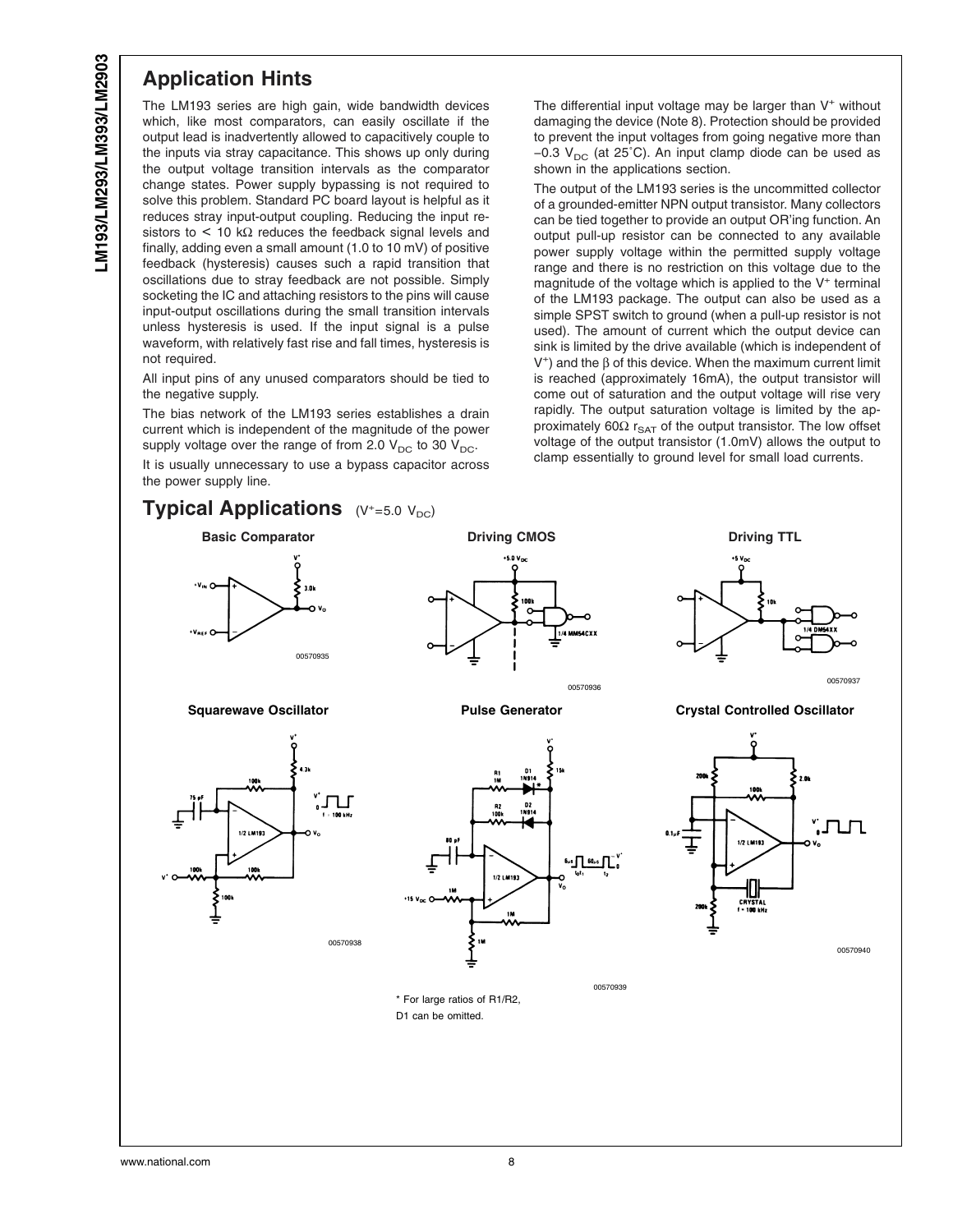## Application Hints

The LM193 series are high gain, wide bandwidth devices which, like most comparators, can easily oscillate if the output lead is inadvertently allowed to capacitively couple to the inputs via stray capacitance. This shows up only during the output voltage transition intervals as the comparator change states. Power supply bypassing is not required to solve this problem. Standard PC board layout is helpful as it reduces stray input-output coupling. Reducing the input resistors to < 10 kΩ reduces the feedback signal levels and finally, adding even a small amount (1.0 to 10 mV) of positive feedback (hysteresis) causes such a rapid transition that oscillations due to stray feedback are not possible. Simply socketing the IC and attaching resistors to the pins will cause input-output oscillations during the small transition intervals unless hysteresis is used. If the input signal is a pulse waveform, with relatively fast rise and fall times, hysteresis is not required.

All input pins of any unused comparators should be tied to the negative supply.

The bias network of the LM193 series establishes a drain current which is independent of the magnitude of the power supply voltage over the range of from 2.0 $V_{DC}$ to 30 $V_{DC}$.

It is usually unnecessary to use a bypass capacitor across the power supply line.

The differential input voltage may be larger than $V^+$ without damaging the device (Note 8). Protection should be provided to prevent the input voltages from going negative more than −0.3 $V_{DC}$ (at 25˚C). An input clamp diode can be used as shown in the applications section.

The output of the LM193 series is the uncommitted collector of a grounded-emitter NPN output transistor. Many collectors can be tied together to provide an output OR'ing function. An output pull-up resistor can be connected to any available power supply voltage within the permitted supply voltage range and there is no restriction on this voltage due to the magnitude of the voltage which is applied to the $V^+$ terminal of the LM193 package. The output can also be used as a simple SPST switch to ground (when a pull-up resistor is not used). The amount of current which the output device can sink is limited by the drive available (which is independent of $V^+$) and the β of this device. When the maximum current limit is reached (approximately 16mA), the output transistor will come out of saturation and the output voltage will rise very rapidly. The output saturation voltage is limited by the approximately 60Ω $r_{SAT}$ of the output transistor. The low offset voltage of the output transistor (1.0mV) allows the output to clamp essentially to ground level for small load currents.

## Typical Applications ($V^+$=5.0 $V_{DC}$)

**Basic Comparator**

00570935

**Driving CMOS**

00570936

**Driving TTL**

00570937

**Squarewave Oscillator**

00570938

**Pulse Generator**

00570939

\* For large ratios of R1/R2, D1 can be omitted.

**Crystal Controlled Oscillator**

00570940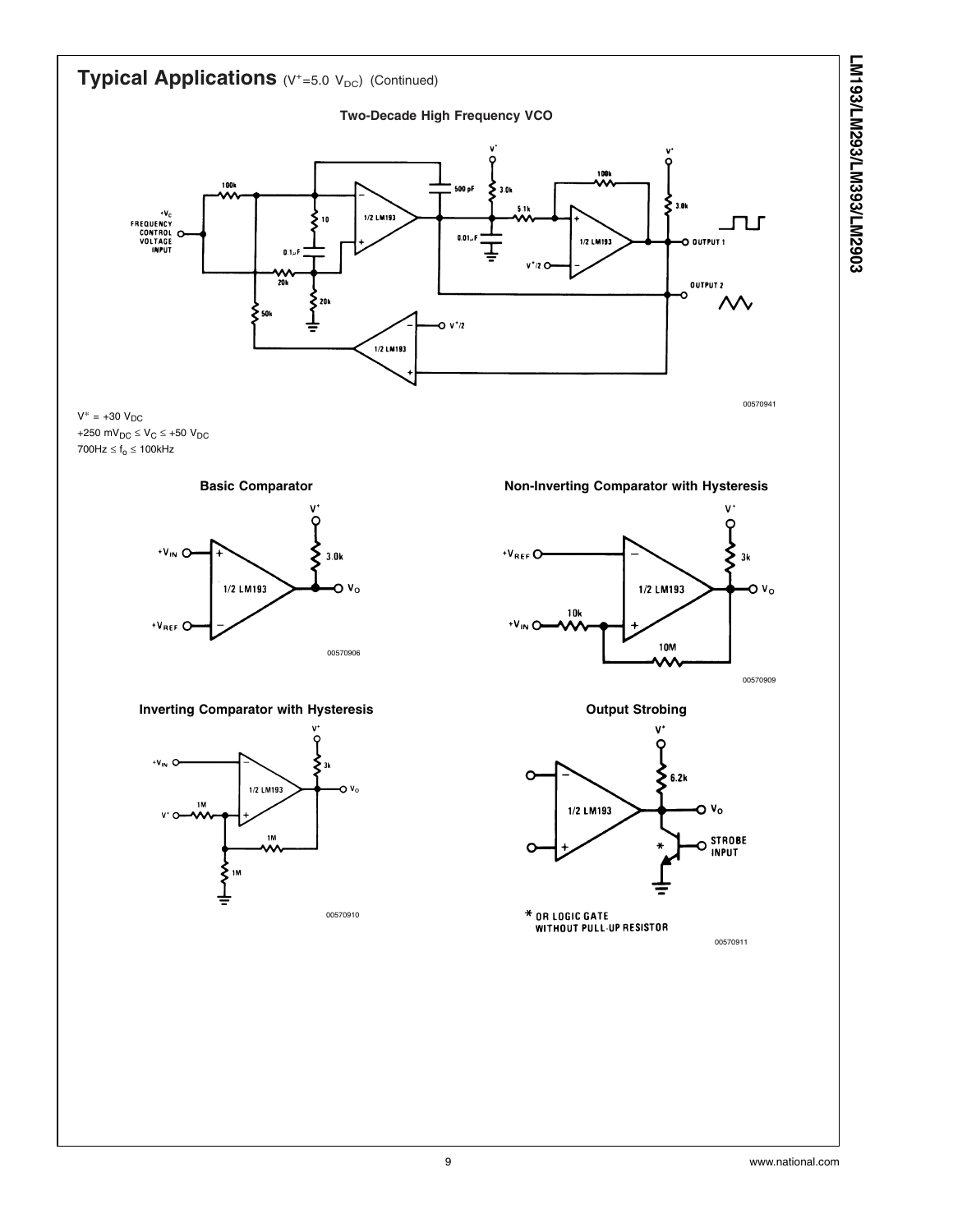## Typical Applications ($V^{+}$=5.0 $V_{DC}$) (Continued)

**Two-Decade High Frequency VCO**

00570941

$V^{*}$ = +30 $V_{DC}$

+250 $mV_{DC} \leq V_C \leq$ +50 $V_{DC}$

700Hz $\leq f_o \leq$ 100kHz

**Basic Comparator**

00570906

**Non-Inverting Comparator with Hysteresis**

00570909

**Inverting Comparator with Hysteresis**

00570910

**Output Strobing**

* OR LOGIC GATE WITHOUT PULL-UP RESISTOR

00570911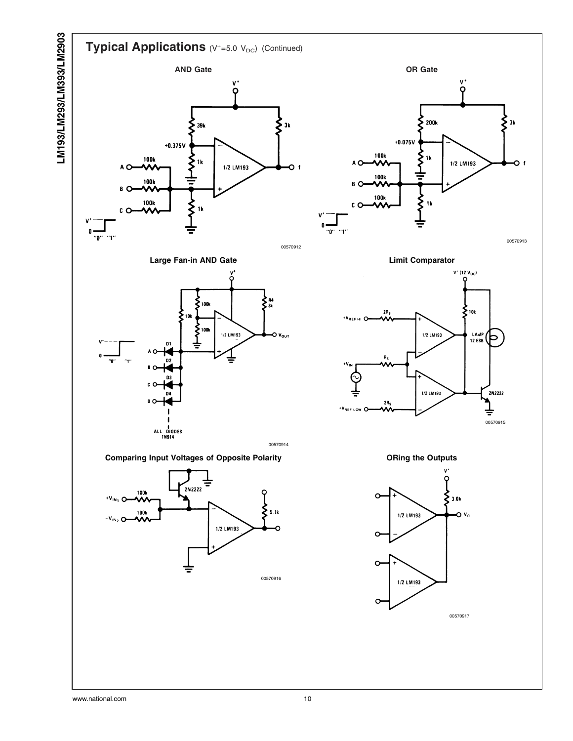## Typical Applications ($V^+$=5.0 $V_{DC}$) (Continued)

**AND Gate**

00570912

**OR Gate**

00570913

**Large Fan-in AND Gate**

00570914

**Limit Comparator**

00570915

**Comparing Input Voltages of Opposite Polarity**

00570916

**ORing the Outputs**

00570917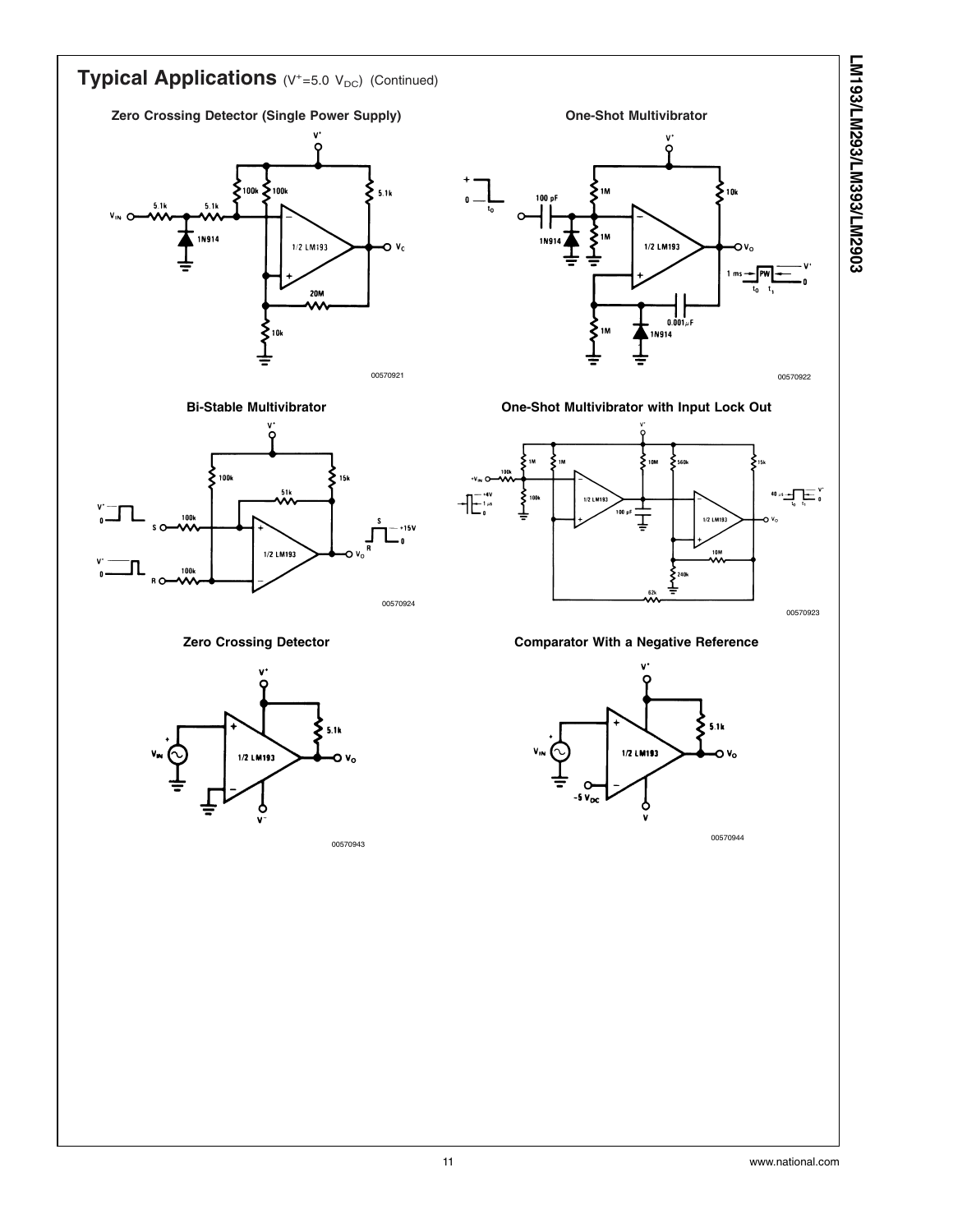## Typical Applications ($V^{+}$=5.0 $V_{DC}$) (Continued)

**Zero Crossing Detector (Single Power Supply)**

00570921

**One-Shot Multivibrator**

00570922

**Bi-Stable Multivibrator**

00570924

**One-Shot Multivibrator with Input Lock Out**

00570923

**Zero Crossing Detector**

00570943

**Comparator With a Negative Reference**

00570944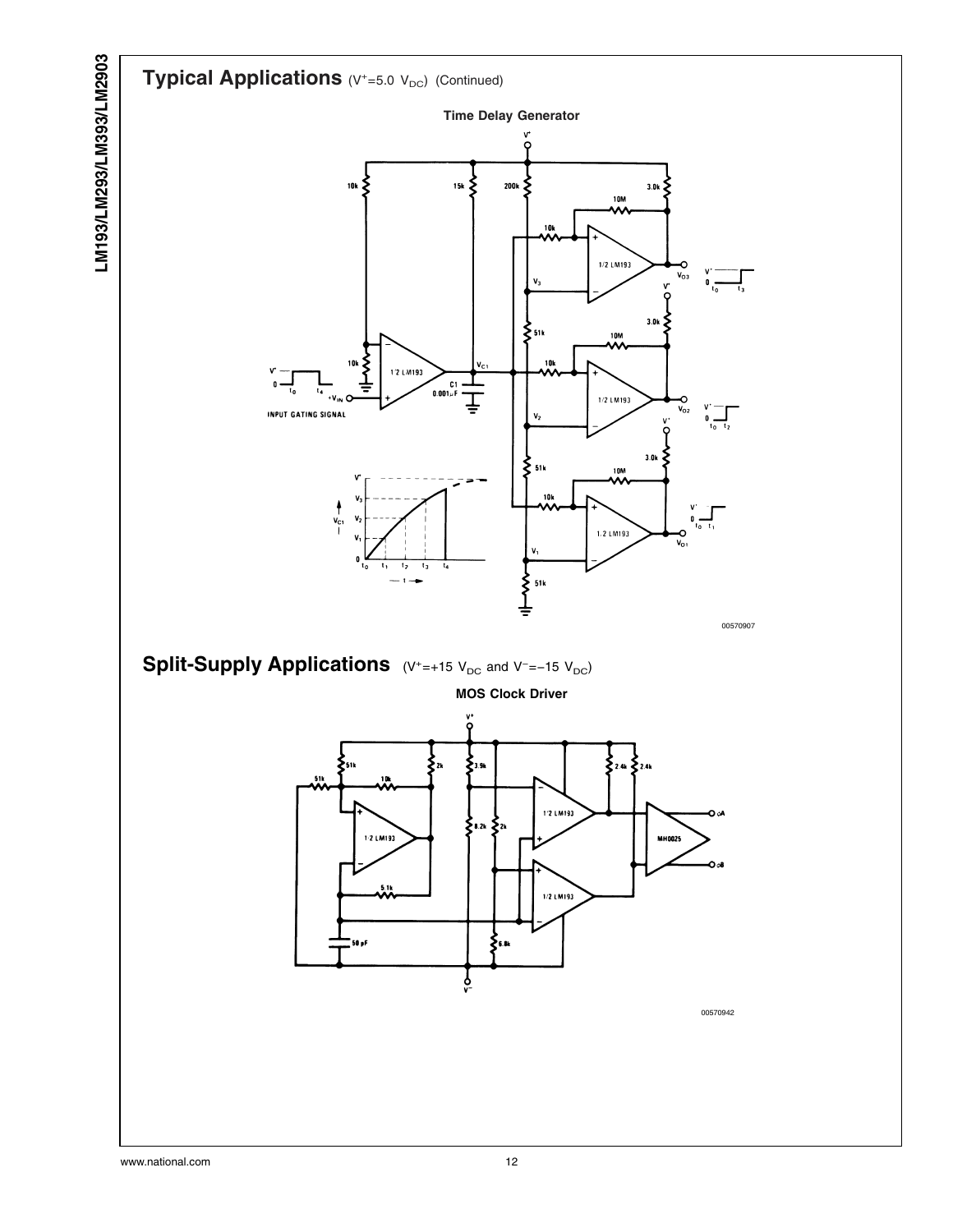## Typical Applications ($V^+$=5.0 $V_{DC}$) (Continued)

**Time Delay Generator**

00570907

## Split-Supply Applications ($V^+$=+15 $V_{DC}$ and $V^-$=−15 $V_{DC}$)

**MOS Clock Driver**

00570942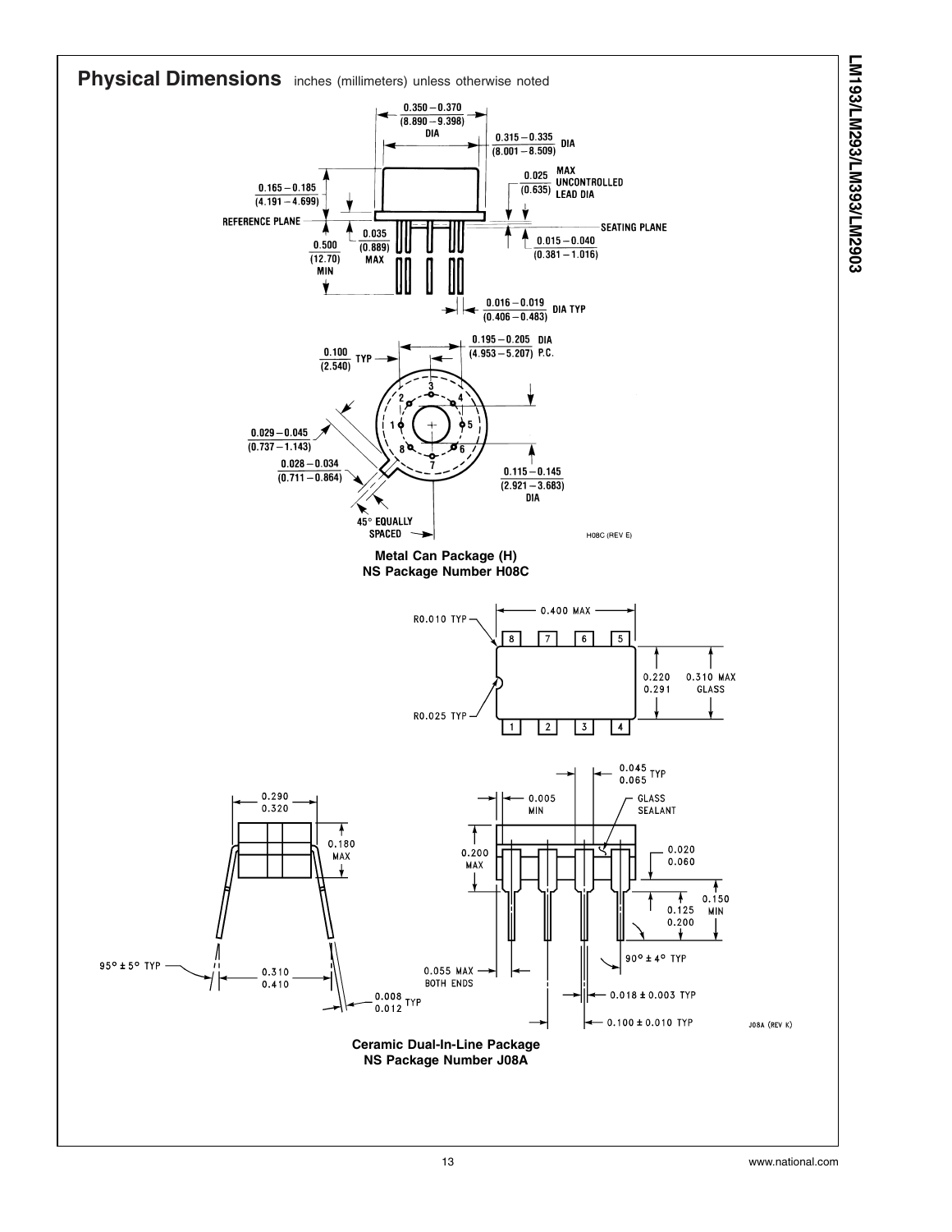## Physical Dimensions inches (millimeters) unless otherwise noted

**Metal Can Package (H)**
**NS Package Number H08C**

**Ceramic Dual-In-Line Package**
**NS Package Number J08A**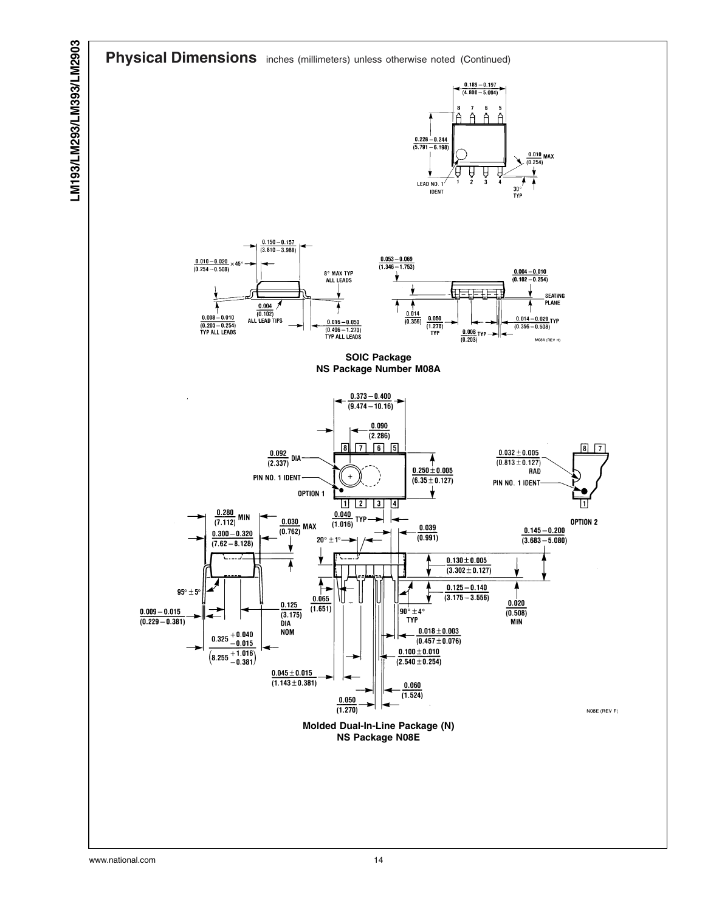## Physical Dimensions inches (millimeters) unless otherwise noted (Continued)

**SOIC Package**
**NS Package Number M08A**

**Molded Dual-In-Line Package (N)**
**NS Package N08E**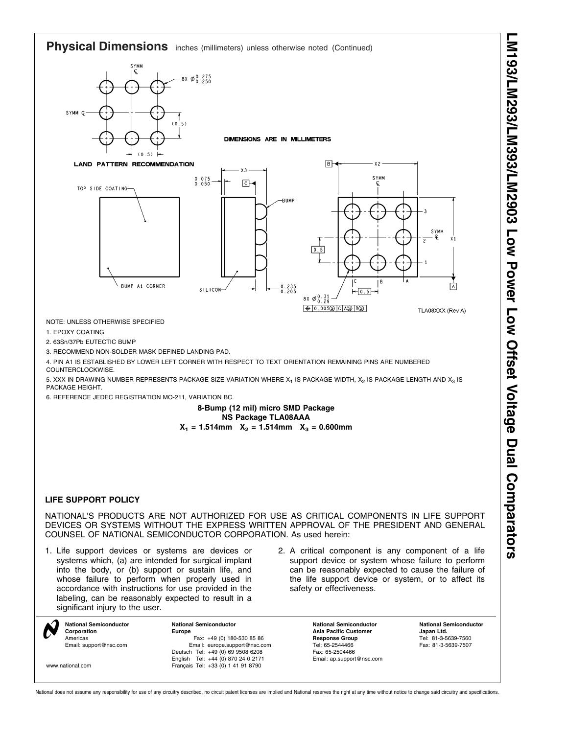## Physical Dimensions inches (millimeters) unless otherwise noted (Continued)

SYMM ℄
8X Ø 0.275 / 0.250
SYMM ℄
(0.5)
(0.5)
LAND PATTERN RECOMMENDATION

DIMENSIONS ARE IN MILLIMETERS

TOP SIDE COATING
BUMP A1 CORNER
X3
0.075 / 0.050
C
BUMP
SILICON
0.235 / 0.205
B
X2
SYMM ℄
3
SYMM ℄
2
X1
0.5
1
C B A
0.5
A
8X Ø 0.31 / 0.29
⊕ 0.005Ⓢ C AⓈ BⓈ
TLA08XXX (Rev A)

NOTE: UNLESS OTHERWISE SPECIFIED

1. EPOXY COATING
2. 63Sn/37Pb EUTECTIC BUMP
3. RECOMMEND NON-SOLDER MASK DEFINED LANDING PAD.
4. PIN A1 IS ESTABLISHED BY LOWER LEFT CORNER WITH RESPECT TO TEXT ORIENTATION REMAINING PINS ARE NUMBERED COUNTERCLOCKWISE.
5. XXX IN DRAWING NUMBER REPRESENTS PACKAGE SIZE VARIATION WHERE $X_1$ IS PACKAGE WIDTH, $X_2$ IS PACKAGE LENGTH AND $X_3$ IS PACKAGE HEIGHT.
6. REFERENCE JEDEC REGISTRATION MO-211, VARIATION BC.

**8-Bump (12 mil) micro SMD Package**
**NS Package TLA08AAA**
**$X_1$ = 1.514mm $X_2$ = 1.514mm $X_3$ = 0.600mm**

### LIFE SUPPORT POLICY

NATIONAL'S PRODUCTS ARE NOT AUTHORIZED FOR USE AS CRITICAL COMPONENTS IN LIFE SUPPORT DEVICES OR SYSTEMS WITHOUT THE EXPRESS WRITTEN APPROVAL OF THE PRESIDENT AND GENERAL COUNSEL OF NATIONAL SEMICONDUCTOR CORPORATION. As used herein:

1. Life support devices or systems are devices or systems which, (a) are intended for surgical implant into the body, or (b) support or sustain life, and whose failure to perform when properly used in accordance with instructions for use provided in the labeling, can be reasonably expected to result in a significant injury to the user.
2. A critical component is any component of a life support device or system whose failure to perform can be reasonably expected to cause the failure of the life support device or system, or to affect its safety or effectiveness.

**National Semiconductor Corporation**
Americas
Email: support@nsc.com

www.national.com

**National Semiconductor Europe**
Fax: +49 (0) 180-530 85 86
Email: europe.support@nsc.com
Deutsch Tel: +49 (0) 69 9508 6208
English Tel: +44 (0) 870 24 0 2171
Français Tel: +33 (0) 1 41 91 8790

**National Semiconductor Asia Pacific Customer Response Group**
Tel: 65-2544466
Fax: 65-2504466
Email: ap.support@nsc.com

**National Semiconductor Japan Ltd.**
Tel: 81-3-5639-7560
Fax: 81-3-5639-7507

National does not assume any responsibility for use of any circuitry described, no circuit patent licenses are implied and National reserves the right at any time without notice to change said circuitry and specifications.